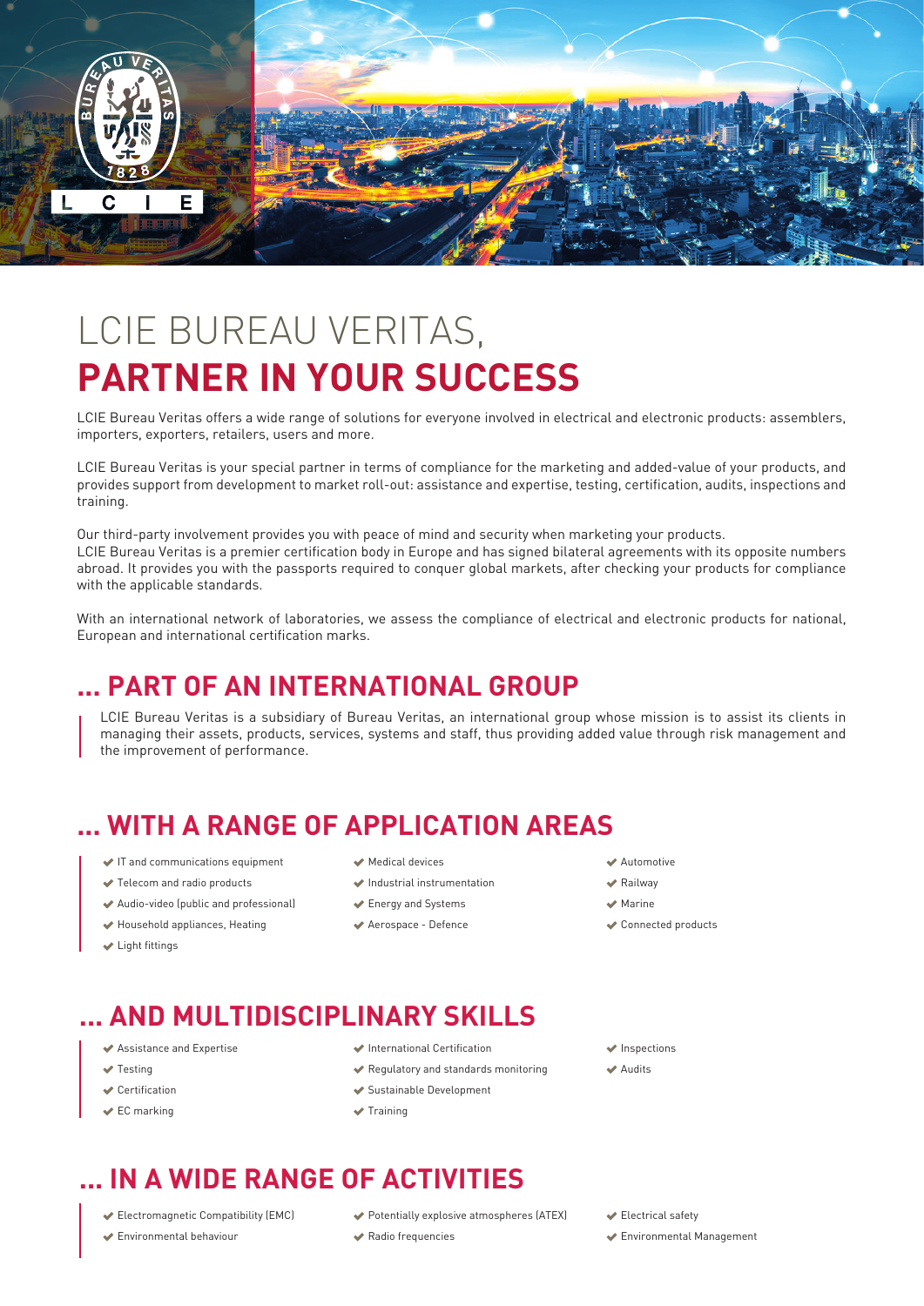# LCIE BUREAU VERITAS, **PARTNER IN YOUR SUCCESS**

LCIE Bureau Veritas offers a wide range of solutions for everyone involved in electrical and electronic products: assemblers, importers, exporters, retailers, users and more.

LCIE Bureau Veritas is your special partner in terms of compliance for the marketing and added-value of your products, and provides support from development to market roll-out: assistance and expertise, testing, certification, audits, inspections and training.

Our third-party involvement provides you with peace of mind and security when marketing your products.
LCIE Bureau Veritas is a premier certification body in Europe and has signed bilateral agreements with its opposite numbers abroad. It provides you with the passports required to conquer global markets, after checking your products for compliance with the applicable standards.

With an international network of laboratories, we assess the compliance of electrical and electronic products for national, European and international certification marks.

## ... PART OF AN INTERNATIONAL GROUP

LCIE Bureau Veritas is a subsidiary of Bureau Veritas, an international group whose mission is to assist its clients in managing their assets, products, services, systems and staff, thus providing added value through risk management and the improvement of performance.

## ... WITH A RANGE OF APPLICATION AREAS

- IT and communications equipment
- Telecom and radio products
- Audio-video (public and professional)
- Household appliances, Heating
- Light fittings
- Medical devices
- Industrial instrumentation
- Energy and Systems
- Aerospace - Defence
- Automotive
- Railway
- Marine
- Connected products

## ... AND MULTIDISCIPLINARY SKILLS

- Assistance and Expertise
- Testing
- Certification
- EC marking
- International Certification
- Regulatory and standards monitoring
- Sustainable Development
- Training
- Inspections
- Audits

## ... IN A WIDE RANGE OF ACTIVITIES

- Electromagnetic Compatibility (EMC)
- Environmental behaviour
- Potentially explosive atmospheres (ATEX)
- Radio frequencies
- Electrical safety
- Environmental Management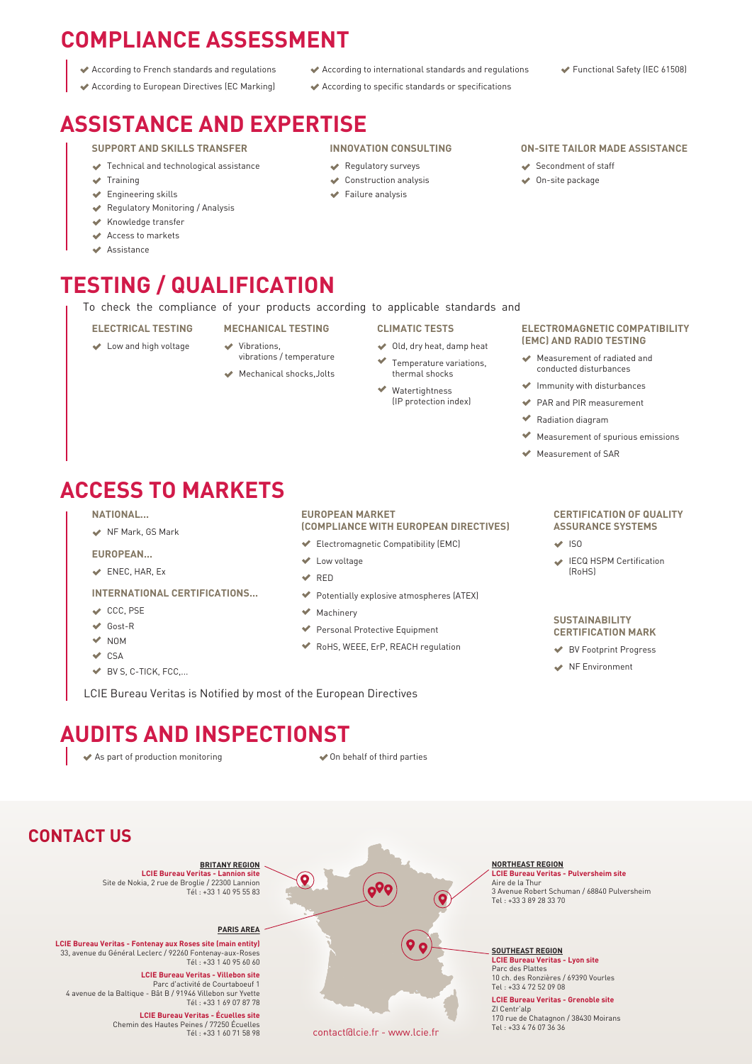# COMPLIANCE ASSESSMENT

- According to French standards and regulations
- According to European Directives (EC Marking)
- According to international standards and regulations
- According to specific standards or specifications
- Functional Safety (IEC 61508)

# ASSISTANCE AND EXPERTISE

### SUPPORT AND SKILLS TRANSFER

- Technical and technological assistance
- Training
- Engineering skills
- Regulatory Monitoring / Analysis
- Knowledge transfer
- Access to markets
- Assistance

### INNOVATION CONSULTING

- Regulatory surveys
- Construction analysis
- Failure analysis

### ON-SITE TAILOR MADE ASSISTANCE

- Secondment of staff
- On-site package

# TESTING / QUALIFICATION

To check the compliance of your products according to applicable standards and

### ELECTRICAL TESTING

- Low and high voltage

### MECHANICAL TESTING

- Vibrations, vibrations / temperature
- Mechanical shocks,Jolts

### CLIMATIC TESTS

- Old, dry heat, damp heat
- Temperature variations, thermal shocks
- Watertightness (IP protection index)

### ELECTROMAGNETIC COMPATIBILITY (EMC) AND RADIO TESTING

- Measurement of radiated and conducted disturbances
- Immunity with disturbances
- PAR and PIR measurement
- Radiation diagram
- Measurement of spurious emissions
- Measurement of SAR

# ACCESS TO MARKETS

### NATIONAL...

- NF Mark, GS Mark

### EUROPEAN...

- ENEC, HAR, Ex

### INTERNATIONAL CERTIFICATIONS...

- CCC, PSE
- Gost-R
- NOM
- CSA
- BV S, C-TICK, FCC,...

### EUROPEAN MARKET (COMPLIANCE WITH EUROPEAN DIRECTIVES)

- Electromagnetic Compatibility (EMC)
- Low voltage
- RED
- Potentially explosive atmospheres (ATEX)
- Machinery
- Personal Protective Equipment
- RoHS, WEEE, ErP, REACH regulation

### CERTIFICATION OF QUALITY ASSURANCE SYSTEMS

- ISO
- IECQ HSPM Certification (RoHS)

### SUSTAINABILITY CERTIFICATION MARK

- BV Footprint Progress
- NF Environment

LCIE Bureau Veritas is Notified by most of the European Directives

# AUDITS AND INSPECTIONST

- As part of production monitoring
- On behalf of third parties

# CONTACT US

**BRITANY REGION**

**LCIE Bureau Veritas - Lannion site**
Site de Nokia, 2 rue de Broglie / 22300 Lannion
Tél : +33 1 40 95 55 83

**PARIS AREA**

**LCIE Bureau Veritas - Fontenay aux Roses site (main entity)**
33, avenue du Général Leclerc / 92260 Fontenay-aux-Roses
Tél : +33 1 40 95 60 60

**LCIE Bureau Veritas - Villebon site**
Parc d'activité de Courtaboeuf 1
4 avenue de la Baltique - Bât B / 91946 Villebon sur Yvette
Tél : +33 1 69 07 87 78

**LCIE Bureau Veritas - Écuelles site**
Chemin des Hautes Peines / 77250 Écuelles
Tél : +33 1 60 71 58 98

**NORTHEAST REGION**

**LCIE Bureau Veritas - Pulversheim site**
Aire de la Thur
3 Avenue Robert Schuman / 68840 Pulversheim
Tel : +33 3 89 28 33 70

**SOUTHEAST REGION**

**LCIE Bureau Veritas - Lyon site**
Parc des Plattes
10 ch. des Ronzières / 69390 Vourles
Tel : +33 4 72 52 09 08

**LCIE Bureau Veritas - Grenoble site**
ZI Centr'alp
170 rue de Chatagnon / 38430 Moirans
Tel : +33 4 76 07 36 36

contact@lcie.fr - www.lcie.fr